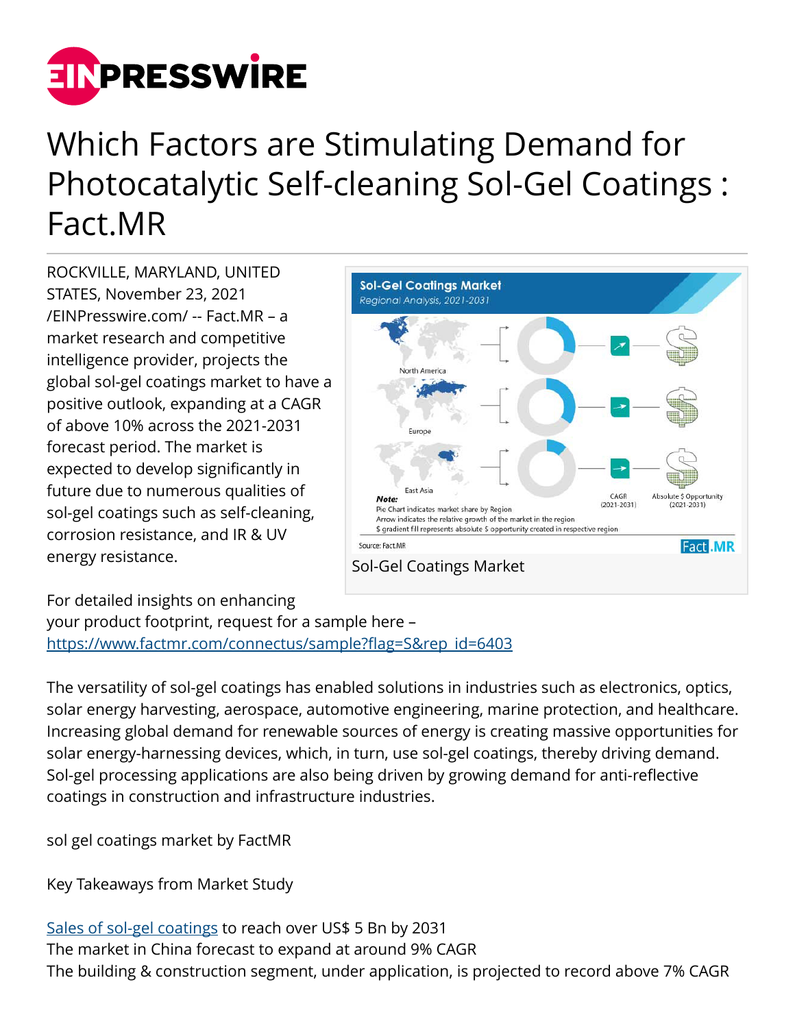# Which Factors are Stimulating Demand for Photocatalytic Self-cleaning Sol-Gel Coatings : Fact.MR

ROCKVILLE, MARYLAND, UNITED STATES, November 23, 2021 /EINPresswire.com/ -- Fact.MR – a market research and competitive intelligence provider, projects the global sol-gel coatings market to have a positive outlook, expanding at a CAGR of above 10% across the 2021-2031 forecast period. The market is expected to develop significantly in future due to numerous qualities of sol-gel coatings such as self-cleaning, corrosion resistance, and IR & UV energy resistance.

Sol-Gel Coatings Market

For detailed insights on enhancing your product footprint, request for a sample here – https://www.factmr.com/connectus/sample?flag=S&rep_id=6403

The versatility of sol-gel coatings has enabled solutions in industries such as electronics, optics, solar energy harvesting, aerospace, automotive engineering, marine protection, and healthcare. Increasing global demand for renewable sources of energy is creating massive opportunities for solar energy-harnessing devices, which, in turn, use sol-gel coatings, thereby driving demand. Sol-gel processing applications are also being driven by growing demand for anti-reflective coatings in construction and infrastructure industries.

sol gel coatings market by FactMR

Key Takeaways from Market Study

Sales of sol-gel coatings to reach over US$ 5 Bn by 2031
The market in China forecast to expand at around 9% CAGR
The building & construction segment, under application, is projected to record above 7% CAGR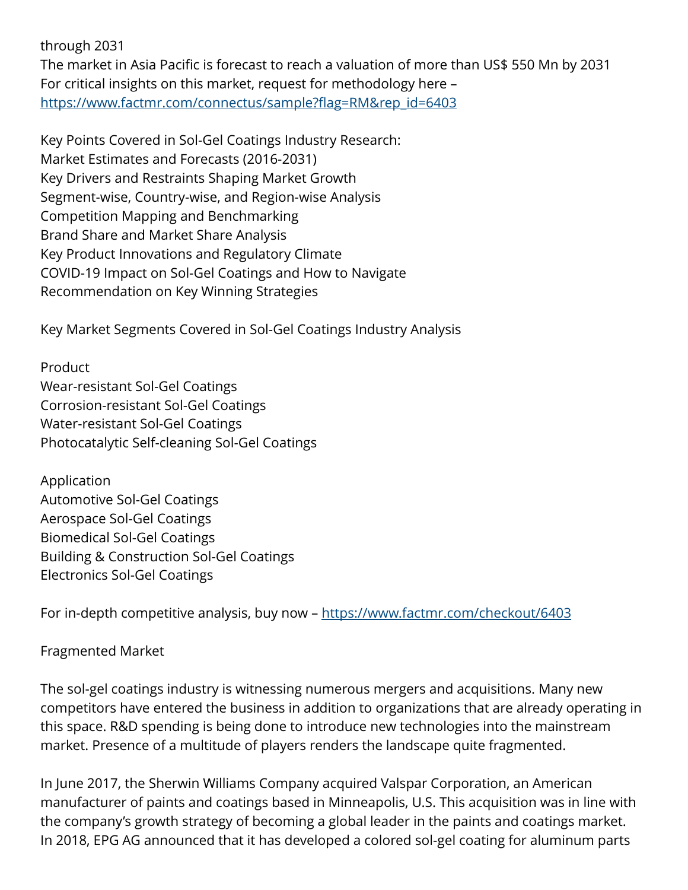through 2031

The market in Asia Pacific is forecast to reach a valuation of more than US$ 550 Mn by 2031

For critical insights on this market, request for methodology here – https://www.factmr.com/connectus/sample?flag=RM&rep_id=6403

Key Points Covered in Sol-Gel Coatings Industry Research:

Market Estimates and Forecasts (2016-2031)
Key Drivers and Restraints Shaping Market Growth
Segment-wise, Country-wise, and Region-wise Analysis
Competition Mapping and Benchmarking
Brand Share and Market Share Analysis
Key Product Innovations and Regulatory Climate
COVID-19 Impact on Sol-Gel Coatings and How to Navigate
Recommendation on Key Winning Strategies

Key Market Segments Covered in Sol-Gel Coatings Industry Analysis

Product

Wear-resistant Sol-Gel Coatings
Corrosion-resistant Sol-Gel Coatings
Water-resistant Sol-Gel Coatings
Photocatalytic Self-cleaning Sol-Gel Coatings

Application

Automotive Sol-Gel Coatings
Aerospace Sol-Gel Coatings
Biomedical Sol-Gel Coatings
Building & Construction Sol-Gel Coatings
Electronics Sol-Gel Coatings

For in-depth competitive analysis, buy now – https://www.factmr.com/checkout/6403

Fragmented Market

The sol-gel coatings industry is witnessing numerous mergers and acquisitions. Many new competitors have entered the business in addition to organizations that are already operating in this space. R&D spending is being done to introduce new technologies into the mainstream market. Presence of a multitude of players renders the landscape quite fragmented.

In June 2017, the Sherwin Williams Company acquired Valspar Corporation, an American manufacturer of paints and coatings based in Minneapolis, U.S. This acquisition was in line with the company's growth strategy of becoming a global leader in the paints and coatings market.
In 2018, EPG AG announced that it has developed a colored sol-gel coating for aluminum parts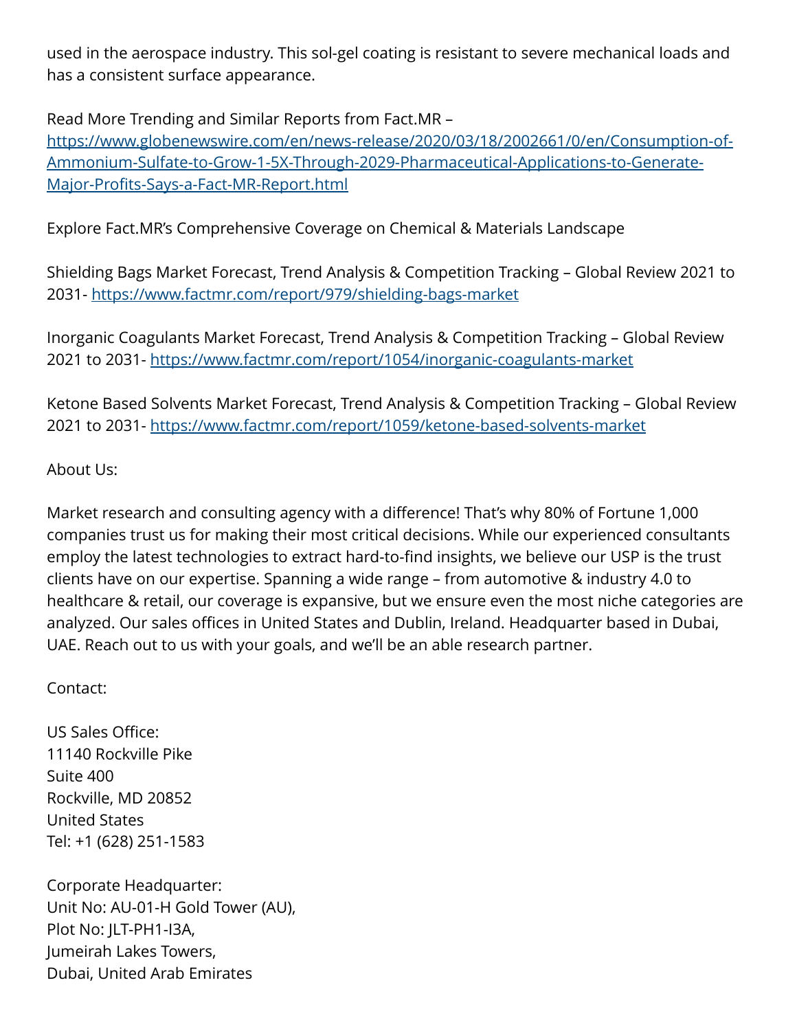used in the aerospace industry. This sol-gel coating is resistant to severe mechanical loads and has a consistent surface appearance.

Read More Trending and Similar Reports from Fact.MR – [https://www.globenewswire.com/en/news-release/2020/03/18/2002661/0/en/Consumption-of-Ammonium-Sulfate-to-Grow-1-5X-Through-2029-Pharmaceutical-Applications-to-Generate-Major-Profits-Says-a-Fact-MR-Report.html](https://www.globenewswire.com/en/news-release/2020/03/18/2002661/0/en/Consumption-of-Ammonium-Sulfate-to-Grow-1-5X-Through-2029-Pharmaceutical-Applications-to-Generate-Major-Profits-Says-a-Fact-MR-Report.html)

Explore Fact.MR's Comprehensive Coverage on Chemical & Materials Landscape

Shielding Bags Market Forecast, Trend Analysis & Competition Tracking – Global Review 2021 to 2031- [https://www.factmr.com/report/979/shielding-bags-market](https://www.factmr.com/report/979/shielding-bags-market)

Inorganic Coagulants Market Forecast, Trend Analysis & Competition Tracking – Global Review 2021 to 2031- [https://www.factmr.com/report/1054/inorganic-coagulants-market](https://www.factmr.com/report/1054/inorganic-coagulants-market)

Ketone Based Solvents Market Forecast, Trend Analysis & Competition Tracking – Global Review 2021 to 2031- [https://www.factmr.com/report/1059/ketone-based-solvents-market](https://www.factmr.com/report/1059/ketone-based-solvents-market)

About Us:

Market research and consulting agency with a difference! That's why 80% of Fortune 1,000 companies trust us for making their most critical decisions. While our experienced consultants employ the latest technologies to extract hard-to-find insights, we believe our USP is the trust clients have on our expertise. Spanning a wide range – from automotive & industry 4.0 to healthcare & retail, our coverage is expansive, but we ensure even the most niche categories are analyzed. Our sales offices in United States and Dublin, Ireland. Headquarter based in Dubai, UAE. Reach out to us with your goals, and we'll be an able research partner.

Contact:

US Sales Office:
11140 Rockville Pike
Suite 400
Rockville, MD 20852
United States
Tel: +1 (628) 251-1583

Corporate Headquarter:
Unit No: AU-01-H Gold Tower (AU),
Plot No: JLT-PH1-I3A,
Jumeirah Lakes Towers,
Dubai, United Arab Emirates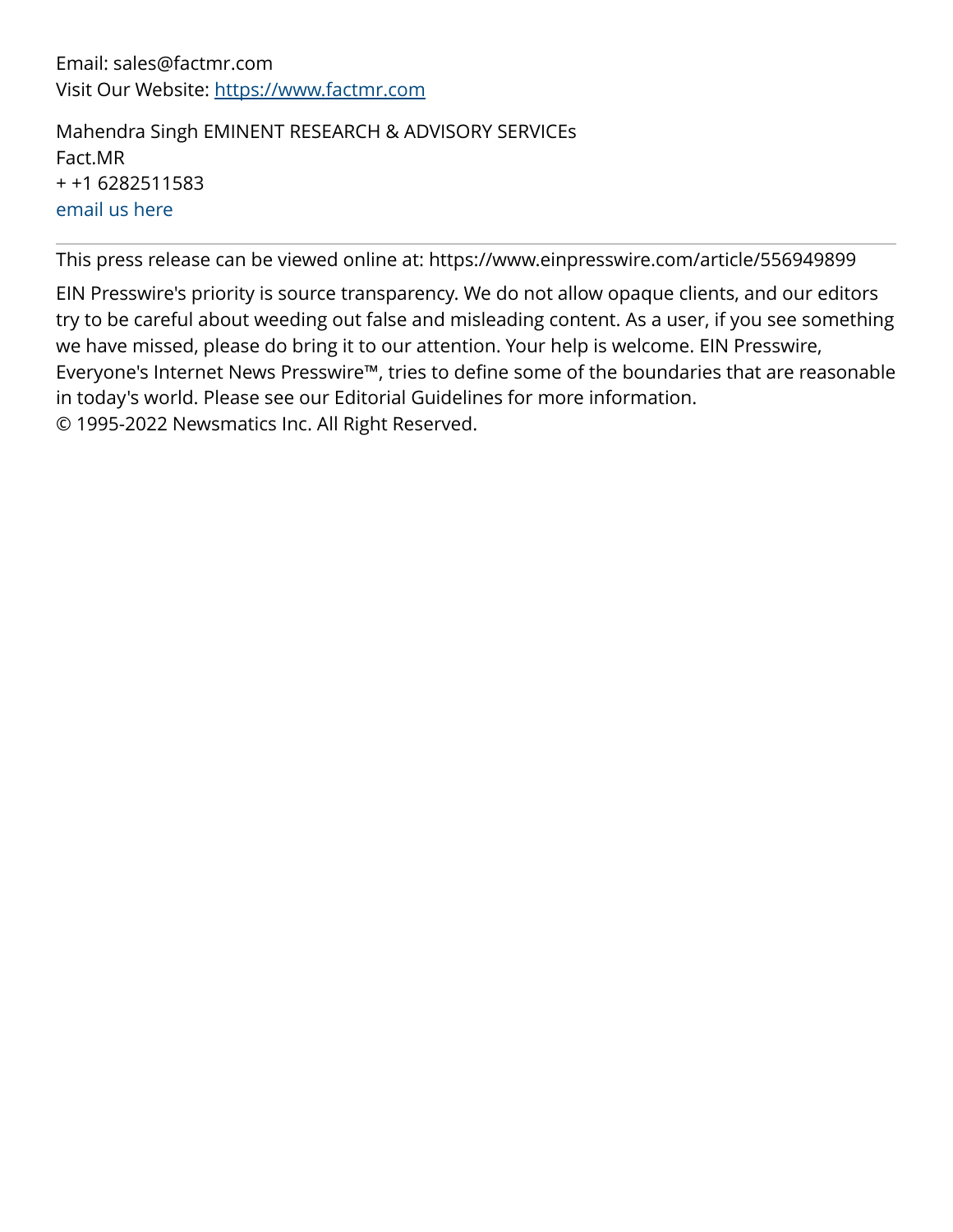Email: sales@factmr.com
Visit Our Website: https://www.factmr.com

Mahendra Singh EMINENT RESEARCH & ADVISORY SERVICEs
Fact.MR
+ +1 6282511583
email us here

---

This press release can be viewed online at: https://www.einpresswire.com/article/556949899

EIN Presswire's priority is source transparency. We do not allow opaque clients, and our editors try to be careful about weeding out false and misleading content. As a user, if you see something we have missed, please do bring it to our attention. Your help is welcome. EIN Presswire, Everyone's Internet News Presswire™, tries to define some of the boundaries that are reasonable in today's world. Please see our Editorial Guidelines for more information.
© 1995-2022 Newsmatics Inc. All Right Reserved.